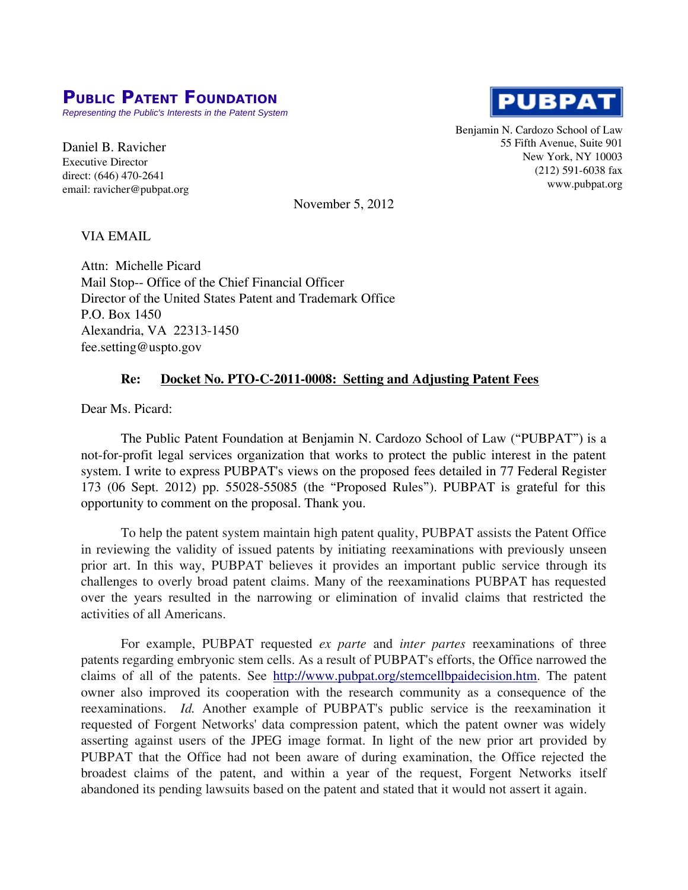**PUBLIC PATENT FOUNDATION**

*Representing the Public's Interests in the Patent System*

**PUBPAT**

Daniel B. Ravicher
Executive Director
direct: (646) 470-2641
email: ravicher@pubpat.org

Benjamin N. Cardozo School of Law
55 Fifth Avenue, Suite 901
New York, NY 10003
(212) 591-6038 fax
www.pubpat.org

November 5, 2012

VIA EMAIL

Attn: Michelle Picard
Mail Stop-- Office of the Chief Financial Officer
Director of the United States Patent and Trademark Office
P.O. Box 1450
Alexandria, VA 22313-1450
fee.setting@uspto.gov

**Re: Docket No. PTO-C-2011-0008: Setting and Adjusting Patent Fees**

Dear Ms. Picard:

The Public Patent Foundation at Benjamin N. Cardozo School of Law ("PUBPAT") is a not-for-profit legal services organization that works to protect the public interest in the patent system. I write to express PUBPAT's views on the proposed fees detailed in 77 Federal Register 173 (06 Sept. 2012) pp. 55028-55085 (the "Proposed Rules"). PUBPAT is grateful for this opportunity to comment on the proposal. Thank you.

To help the patent system maintain high patent quality, PUBPAT assists the Patent Office in reviewing the validity of issued patents by initiating reexaminations with previously unseen prior art. In this way, PUBPAT believes it provides an important public service through its challenges to overly broad patent claims. Many of the reexaminations PUBPAT has requested over the years resulted in the narrowing or elimination of invalid claims that restricted the activities of all Americans.

For example, PUBPAT requested *ex parte* and *inter partes* reexaminations of three patents regarding embryonic stem cells. As a result of PUBPAT's efforts, the Office narrowed the claims of all of the patents. See http://www.pubpat.org/stemcellbpaidecision.htm. The patent owner also improved its cooperation with the research community as a consequence of the reexaminations. *Id.* Another example of PUBPAT's public service is the reexamination it requested of Forgent Networks' data compression patent, which the patent owner was widely asserting against users of the JPEG image format. In light of the new prior art provided by PUBPAT that the Office had not been aware of during examination, the Office rejected the broadest claims of the patent, and within a year of the request, Forgent Networks itself abandoned its pending lawsuits based on the patent and stated that it would not assert it again.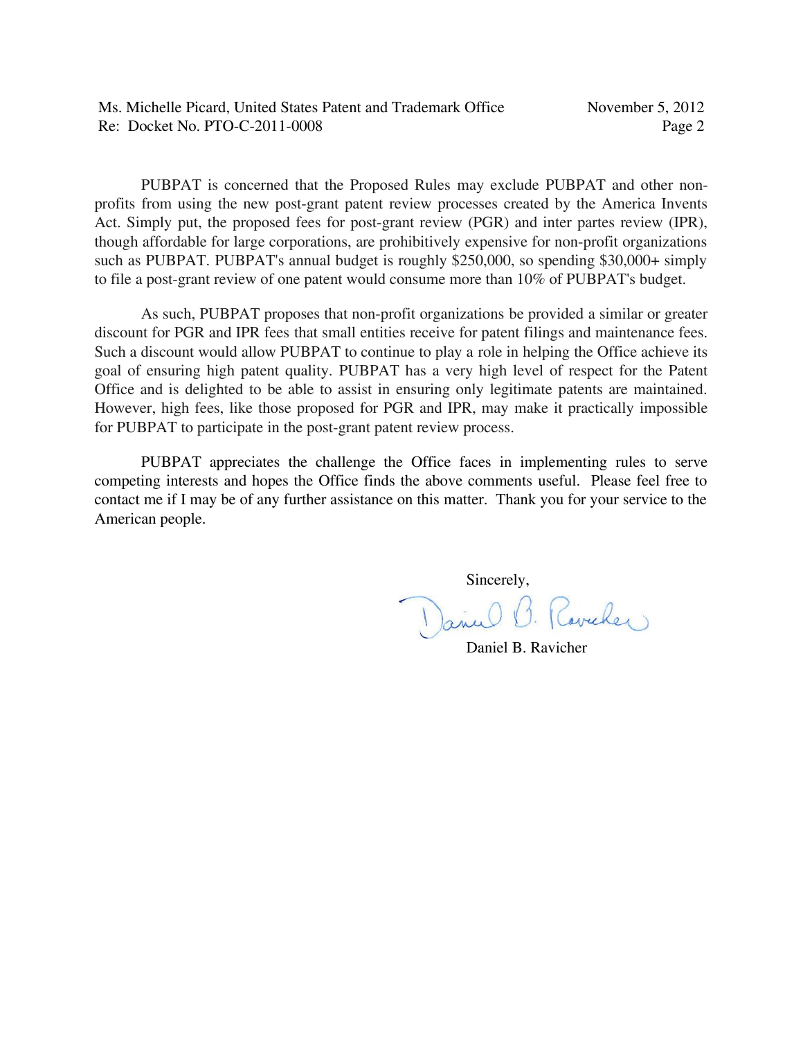PUBPAT is concerned that the Proposed Rules may exclude PUBPAT and other non-profits from using the new post-grant patent review processes created by the America Invents Act. Simply put, the proposed fees for post-grant review (PGR) and inter partes review (IPR), though affordable for large corporations, are prohibitively expensive for non-profit organizations such as PUBPAT. PUBPAT's annual budget is roughly $250,000, so spending $30,000+ simply to file a post-grant review of one patent would consume more than 10% of PUBPAT's budget.

As such, PUBPAT proposes that non-profit organizations be provided a similar or greater discount for PGR and IPR fees that small entities receive for patent filings and maintenance fees. Such a discount would allow PUBPAT to continue to play a role in helping the Office achieve its goal of ensuring high patent quality. PUBPAT has a very high level of respect for the Patent Office and is delighted to be able to assist in ensuring only legitimate patents are maintained. However, high fees, like those proposed for PGR and IPR, may make it practically impossible for PUBPAT to participate in the post-grant patent review process.

PUBPAT appreciates the challenge the Office faces in implementing rules to serve competing interests and hopes the Office finds the above comments useful. Please feel free to contact me if I may be of any further assistance on this matter. Thank you for your service to the American people.

Sincerely,

Daniel B. Ravicher